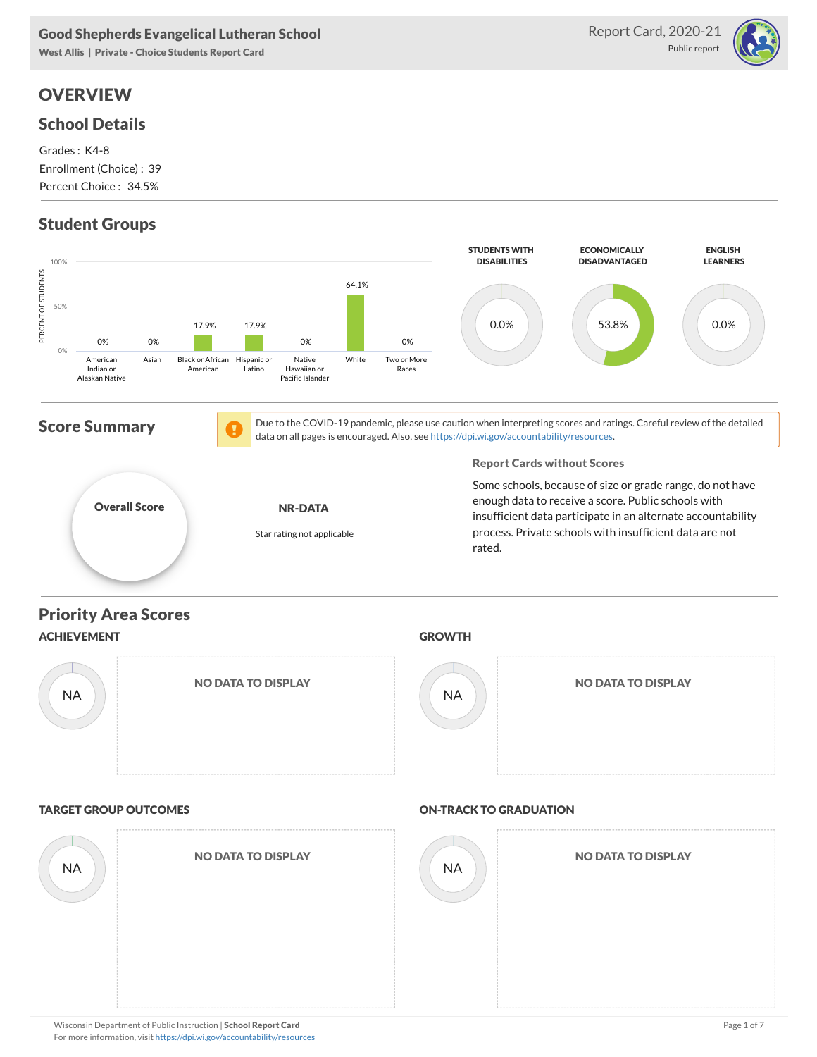# Good Shepherds Evangelical Lutheran School

West Allis | Private - Choice Students Report Card

Report Card, 2020-21

Public report

## OVERVIEW

### School Details

Grades : K4-8

Enrollment (Choice) : 39

Percent Choice : 34.5%

### Student Groups

| American Indian or Alaskan Native | Asian | Black or African American | Hispanic or Latino | Native Hawaiian or Pacific Islander | White | Two or More Races |
|---|---|---|---|---|---|---|
| 0% | 0% | 17.9% | 17.9% | 0% | 64.1% | 0% |

| STUDENTS WITH DISABILITIES | ECONOMICALLY DISADVANTAGED | ENGLISH LEARNERS |
|---|---|---|
| 0.0% | 53.8% | 0.0% |

### Score Summary

Due to the COVID-19 pandemic, please use caution when interpreting scores and ratings. Careful review of the detailed data on all pages is encouraged. Also, see https://dpi.wi.gov/accountability/resources.

**Overall Score**

**NR-DATA**

Star rating not applicable

**Report Cards without Scores**

Some schools, because of size or grade range, do not have enough data to receive a score. Public schools with insufficient data participate in an alternate accountability process. Private schools with insufficient data are not rated.

### Priority Area Scores

**ACHIEVEMENT**

NA

NO DATA TO DISPLAY

**GROWTH**

NA

NO DATA TO DISPLAY

**TARGET GROUP OUTCOMES**

NA

NO DATA TO DISPLAY

**ON-TRACK TO GRADUATION**

NA

NO DATA TO DISPLAY

Wisconsin Department of Public Instruction | **School Report Card**

For more information, visit https://dpi.wi.gov/accountability/resources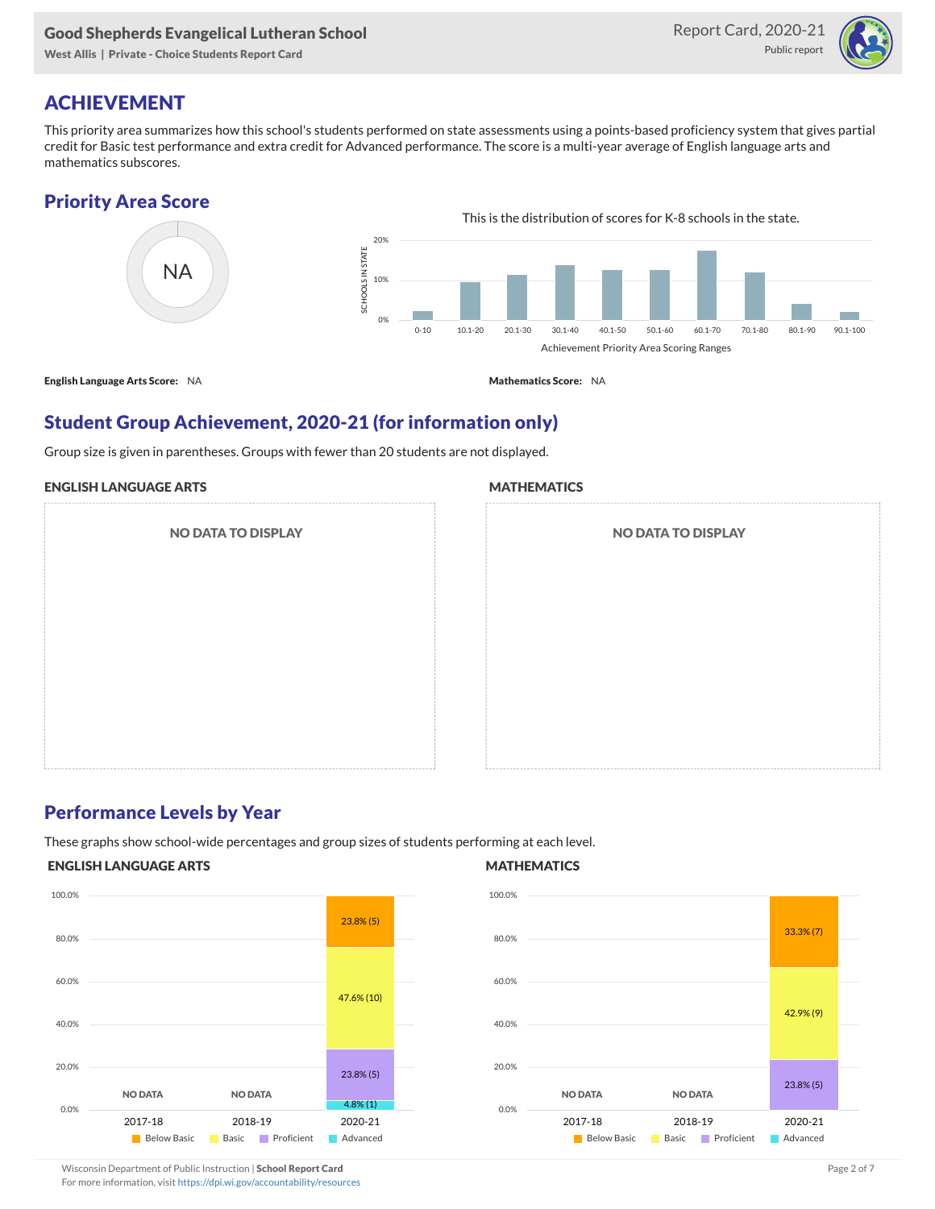# ACHIEVEMENT

This priority area summarizes how this school's students performed on state assessments using a points-based proficiency system that gives partial credit for Basic test performance and extra credit for Advanced performance. The score is a multi-year average of English language arts and mathematics subscores.

## Priority Area Score

NA

This is the distribution of scores for K-8 schools in the state.

Achievement Priority Area Scoring Ranges: 0-10, 10.1-20, 20.1-30, 30.1-40, 40.1-50, 50.1-60, 60.1-70, 70.1-80, 80.1-90, 90.1-100

**English Language Arts Score:** NA

**Mathematics Score:** NA

## Student Group Achievement, 2020-21 (for information only)

Group size is given in parentheses. Groups with fewer than 20 students are not displayed.

### ENGLISH LANGUAGE ARTS

NO DATA TO DISPLAY

### MATHEMATICS

NO DATA TO DISPLAY

## Performance Levels by Year

These graphs show school-wide percentages and group sizes of students performing at each level.

### ENGLISH LANGUAGE ARTS

| Year | Below Basic | Basic | Proficient | Advanced |
|---|---|---|---|---|
| 2017-18 | NO DATA | | | |
| 2018-19 | NO DATA | | | |
| 2020-21 | 23.8% (5) | 47.6% (10) | 23.8% (5) | 4.8% (1) |

### MATHEMATICS

| Year | Below Basic | Basic | Proficient | Advanced |
|---|---|---|---|---|
| 2017-18 | NO DATA | | | |
| 2018-19 | NO DATA | | | |
| 2020-21 | 33.3% (7) | 42.9% (9) | 23.8% (5) | |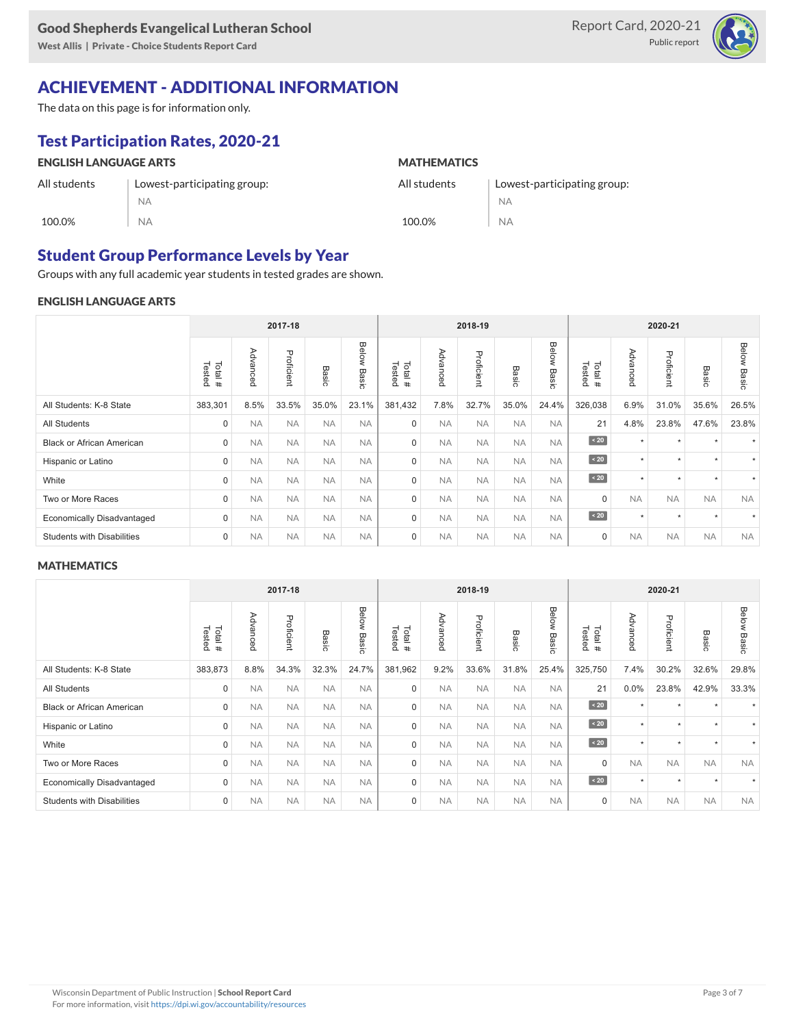## ACHIEVEMENT - ADDITIONAL INFORMATION

The data on this page is for information only.

### Test Participation Rates, 2020-21

| ENGLISH LANGUAGE ARTS | | MATHEMATICS | |
|---|---|---|---|
| All students | Lowest-participating group: NA | All students | Lowest-participating group: NA |
| 100.0% | NA | 100.0% | NA |

### Student Group Performance Levels by Year

Groups with any full academic year students in tested grades are shown.

#### ENGLISH LANGUAGE ARTS

| | 2017-18 | | | | | 2018-19 | | | | | 2020-21 | | | | |
|---|---|---|---|---|---|---|---|---|---|---|---|---|---|---|---|
| | Total # Tested | Advanced | Proficient | Basic | Below Basic | Total # Tested | Advanced | Proficient | Basic | Below Basic | Total # Tested | Advanced | Proficient | Basic | Below Basic |
| All Students: K-8 State | 383,301 | 8.5% | 33.5% | 35.0% | 23.1% | 381,432 | 7.8% | 32.7% | 35.0% | 24.4% | 326,038 | 6.9% | 31.0% | 35.6% | 26.5% |
| All Students | 0 | NA | NA | NA | NA | 0 | NA | NA | NA | NA | 21 | 4.8% | 23.8% | 47.6% | 23.8% |
| Black or African American | 0 | NA | NA | NA | NA | 0 | NA | NA | NA | NA | < 20 | * | * | * | * |
| Hispanic or Latino | 0 | NA | NA | NA | NA | 0 | NA | NA | NA | NA | < 20 | * | * | * | * |
| White | 0 | NA | NA | NA | NA | 0 | NA | NA | NA | NA | < 20 | * | * | * | * |
| Two or More Races | 0 | NA | NA | NA | NA | 0 | NA | NA | NA | NA | 0 | NA | NA | NA | NA |
| Economically Disadvantaged | 0 | NA | NA | NA | NA | 0 | NA | NA | NA | NA | < 20 | * | * | * | * |
| Students with Disabilities | 0 | NA | NA | NA | NA | 0 | NA | NA | NA | NA | 0 | NA | NA | NA | NA |

#### MATHEMATICS

| | 2017-18 | | | | | 2018-19 | | | | | 2020-21 | | | | |
|---|---|---|---|---|---|---|---|---|---|---|---|---|---|---|---|
| | Total # Tested | Advanced | Proficient | Basic | Below Basic | Total # Tested | Advanced | Proficient | Basic | Below Basic | Total # Tested | Advanced | Proficient | Basic | Below Basic |
| All Students: K-8 State | 383,873 | 8.8% | 34.3% | 32.3% | 24.7% | 381,962 | 9.2% | 33.6% | 31.8% | 25.4% | 325,750 | 7.4% | 30.2% | 32.6% | 29.8% |
| All Students | 0 | NA | NA | NA | NA | 0 | NA | NA | NA | NA | 21 | 0.0% | 23.8% | 42.9% | 33.3% |
| Black or African American | 0 | NA | NA | NA | NA | 0 | NA | NA | NA | NA | < 20 | * | * | * | * |
| Hispanic or Latino | 0 | NA | NA | NA | NA | 0 | NA | NA | NA | NA | < 20 | * | * | * | * |
| White | 0 | NA | NA | NA | NA | 0 | NA | NA | NA | NA | < 20 | * | * | * | * |
| Two or More Races | 0 | NA | NA | NA | NA | 0 | NA | NA | NA | NA | 0 | NA | NA | NA | NA |
| Economically Disadvantaged | 0 | NA | NA | NA | NA | 0 | NA | NA | NA | NA | < 20 | * | * | * | * |
| Students with Disabilities | 0 | NA | NA | NA | NA | 0 | NA | NA | NA | NA | 0 | NA | NA | NA | NA |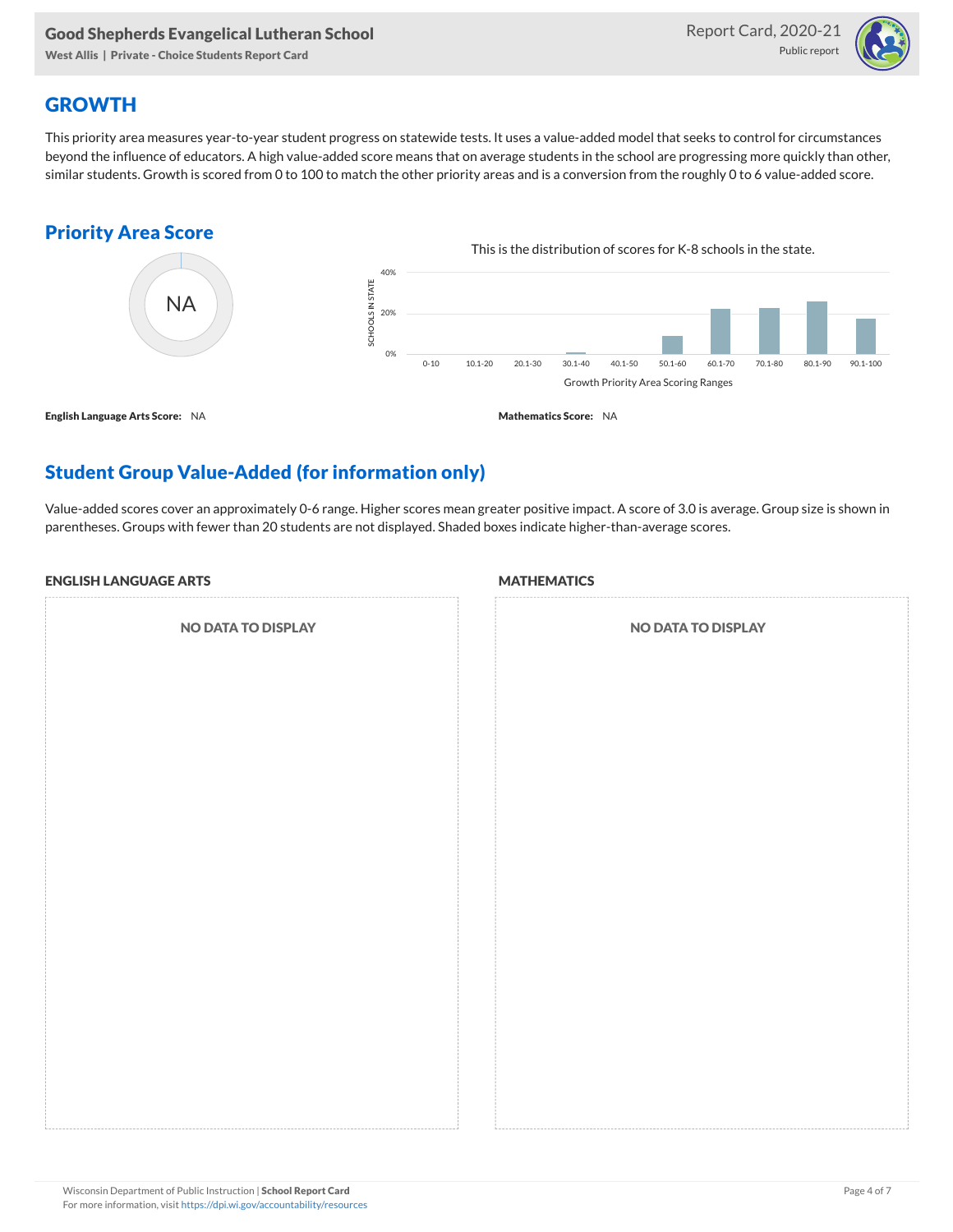## GROWTH

This priority area measures year-to-year student progress on statewide tests. It uses a value-added model that seeks to control for circumstances beyond the influence of educators. A high value-added score means that on average students in the school are progressing more quickly than other, similar students. Growth is scored from 0 to 100 to match the other priority areas and is a conversion from the roughly 0 to 6 value-added score.

### Priority Area Score

NA

This is the distribution of scores for K-8 schools in the state.

**English Language Arts Score:** NA

**Mathematics Score:** NA

## Student Group Value-Added (for information only)

Value-added scores cover an approximately 0-6 range. Higher scores mean greater positive impact. A score of 3.0 is average. Group size is shown in parentheses. Groups with fewer than 20 students are not displayed. Shaded boxes indicate higher-than-average scores.

### ENGLISH LANGUAGE ARTS

NO DATA TO DISPLAY

### MATHEMATICS

NO DATA TO DISPLAY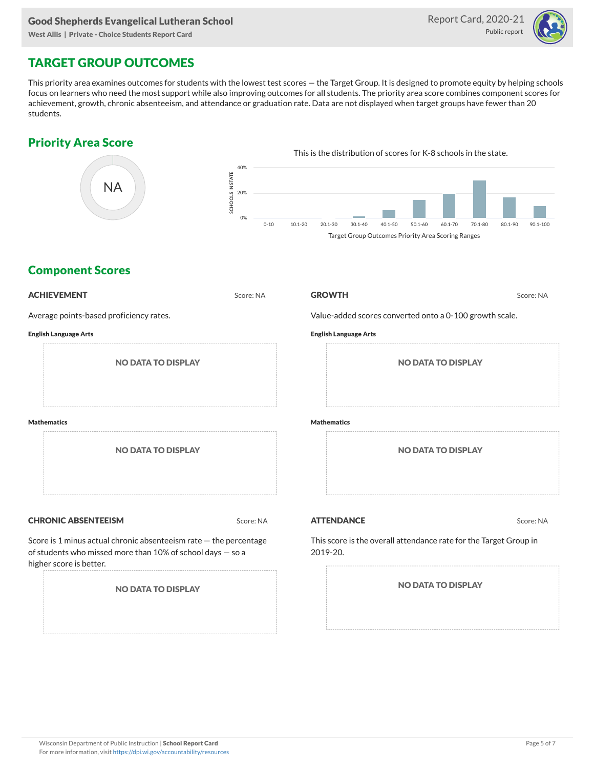# TARGET GROUP OUTCOMES

This priority area examines outcomes for students with the lowest test scores — the Target Group. It is designed to promote equity by helping schools focus on learners who need the most support while also improving outcomes for all students. The priority area score combines component scores for achievement, growth, chronic absenteeism, and attendance or graduation rate. Data are not displayed when target groups have fewer than 20 students.

## Priority Area Score

NA

This is the distribution of scores for K-8 schools in the state.

SCHOOLS IN STATE: 0%, 20%, 40%

Target Group Outcomes Priority Area Scoring Ranges: 0-10, 10.1-20, 20.1-30, 30.1-40, 40.1-50, 50.1-60, 60.1-70, 70.1-80, 80.1-90, 90.1-100

## Component Scores

### ACHIEVEMENT

Score: NA

Average points-based proficiency rates.

**English Language Arts**

NO DATA TO DISPLAY

**Mathematics**

NO DATA TO DISPLAY

### GROWTH

Score: NA

Value-added scores converted onto a 0-100 growth scale.

**English Language Arts**

NO DATA TO DISPLAY

**Mathematics**

NO DATA TO DISPLAY

### CHRONIC ABSENTEEISM

Score: NA

Score is 1 minus actual chronic absenteeism rate — the percentage of students who missed more than 10% of school days — so a higher score is better.

NO DATA TO DISPLAY

### ATTENDANCE

Score: NA

This score is the overall attendance rate for the Target Group in 2019-20.

NO DATA TO DISPLAY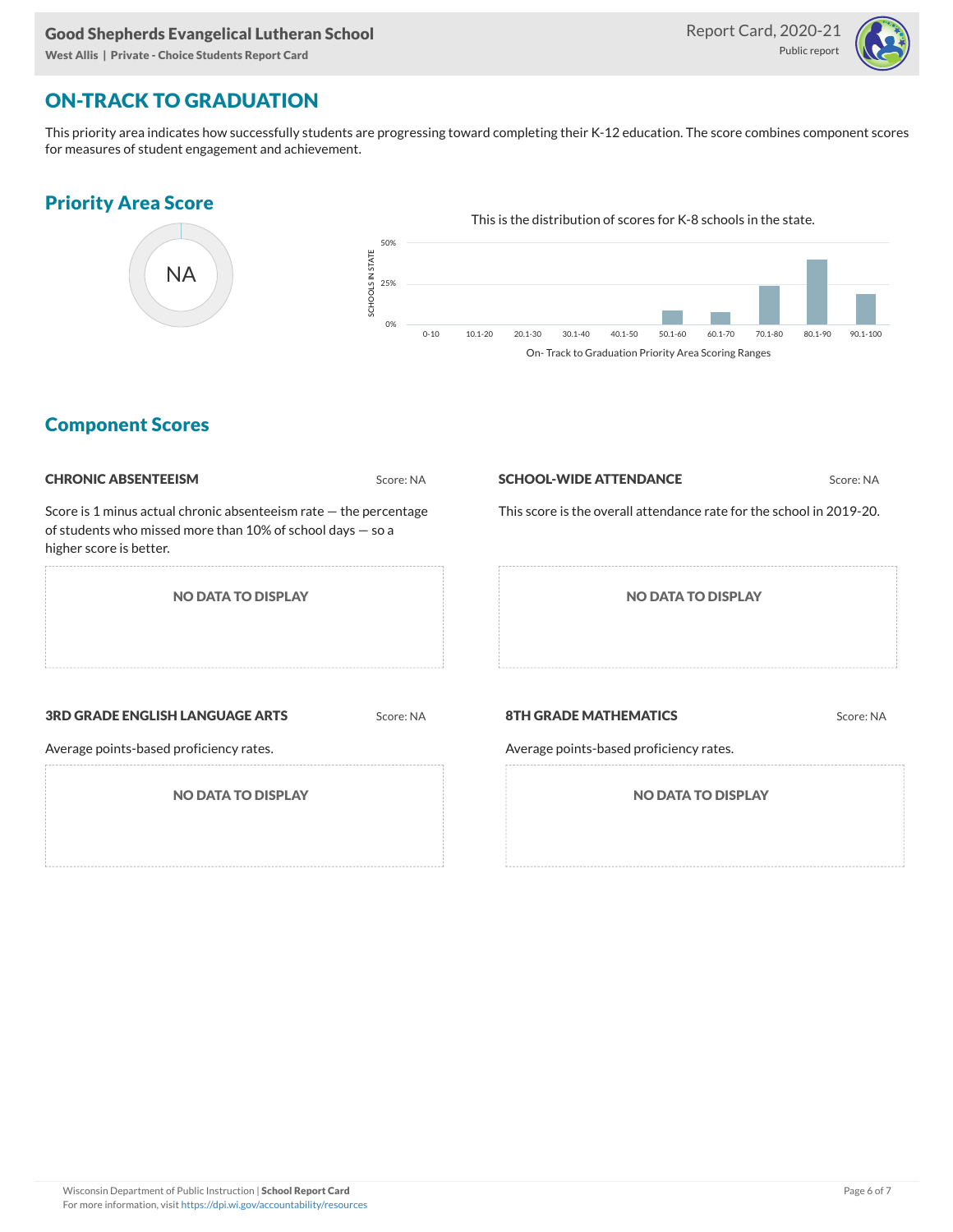## ON-TRACK TO GRADUATION

This priority area indicates how successfully students are progressing toward completing their K-12 education. The score combines component scores for measures of student engagement and achievement.

### Priority Area Score

NA

This is the distribution of scores for K-8 schools in the state.

SCHOOLS IN STATE

50%

25%

0%

0-10 10.1-20 20.1-30 30.1-40 40.1-50 50.1-60 60.1-70 70.1-80 80.1-90 90.1-100

On- Track to Graduation Priority Area Scoring Ranges

### Component Scores

**CHRONIC ABSENTEEISM** Score: NA

Score is 1 minus actual chronic absenteeism rate — the percentage of students who missed more than 10% of school days — so a higher score is better.

NO DATA TO DISPLAY

**SCHOOL-WIDE ATTENDANCE** Score: NA

This score is the overall attendance rate for the school in 2019-20.

NO DATA TO DISPLAY

**3RD GRADE ENGLISH LANGUAGE ARTS** Score: NA

Average points-based proficiency rates.

NO DATA TO DISPLAY

**8TH GRADE MATHEMATICS** Score: NA

Average points-based proficiency rates.

NO DATA TO DISPLAY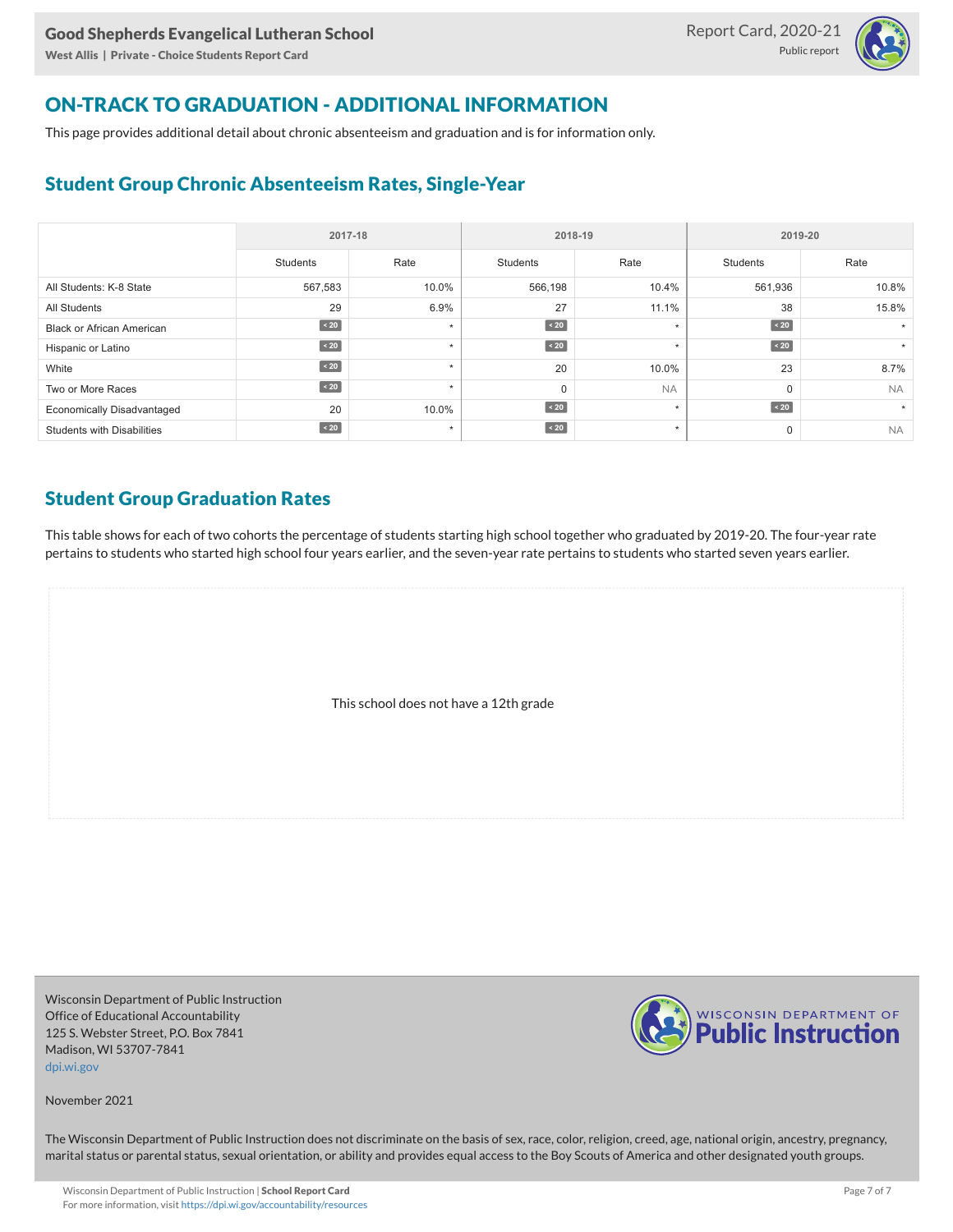## ON-TRACK TO GRADUATION - ADDITIONAL INFORMATION

This page provides additional detail about chronic absenteeism and graduation and is for information only.

### Student Group Chronic Absenteeism Rates, Single-Year

| | 2017-18 | | 2018-19 | | 2019-20 | |
|---|---|---|---|---|---|---|
| | Students | Rate | Students | Rate | Students | Rate |
| All Students: K-8 State | 567,583 | 10.0% | 566,198 | 10.4% | 561,936 | 10.8% |
| All Students | 29 | 6.9% | 27 | 11.1% | 38 | 15.8% |
| Black or African American | < 20 | * | < 20 | * | < 20 | * |
| Hispanic or Latino | < 20 | * | < 20 | * | < 20 | * |
| White | < 20 | * | 20 | 10.0% | 23 | 8.7% |
| Two or More Races | < 20 | * | 0 | NA | 0 | NA |
| Economically Disadvantaged | 20 | 10.0% | < 20 | * | < 20 | * |
| Students with Disabilities | < 20 | * | < 20 | * | 0 | NA |

### Student Group Graduation Rates

This table shows for each of two cohorts the percentage of students starting high school together who graduated by 2019-20. The four-year rate pertains to students who started high school four years earlier, and the seven-year rate pertains to students who started seven years earlier.

This school does not have a 12th grade

Wisconsin Department of Public Instruction
Office of Educational Accountability
125 S. Webster Street, P.O. Box 7841
Madison, WI 53707-7841
dpi.wi.gov

November 2021

The Wisconsin Department of Public Instruction does not discriminate on the basis of sex, race, color, religion, creed, age, national origin, ancestry, pregnancy, marital status or parental status, sexual orientation, or ability and provides equal access to the Boy Scouts of America and other designated youth groups.